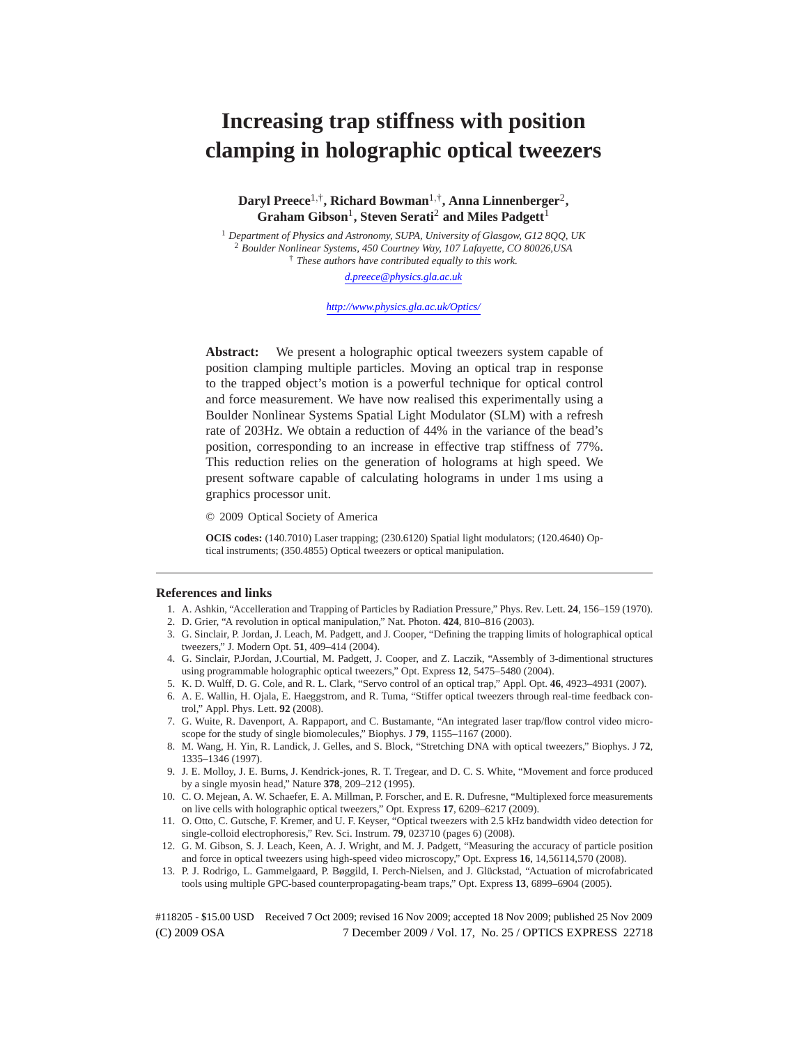# Increasing trap stiffness with position clamping in holographic optical tweezers

**Daryl Preece**[1,†], **Richard Bowman**[1,†], **Anna Linnenberger**[2], **Graham Gibson**[1], **Steven Serati**[2] **and Miles Padgett**[1]

[1] *Department of Physics and Astronomy, SUPA, University of Glasgow, G12 8QQ, UK*
[2] *Boulder Nonlinear Systems, 450 Courtney Way, 107 Lafayette, CO 80026,USA*
[†] *These authors have contributed equally to this work.*

*d.preece@physics.gla.ac.uk*

*http://www.physics.gla.ac.uk/Optics/*

**Abstract:** We present a holographic optical tweezers system capable of position clamping multiple particles. Moving an optical trap in response to the trapped object's motion is a powerful technique for optical control and force measurement. We have now realised this experimentally using a Boulder Nonlinear Systems Spatial Light Modulator (SLM) with a refresh rate of 203Hz. We obtain a reduction of 44% in the variance of the bead's position, corresponding to an increase in effective trap stiffness of 77%. This reduction relies on the generation of holograms at high speed. We present software capable of calculating holograms in under 1 ms using a graphics processor unit.

© 2009 Optical Society of America

**OCIS codes:** (140.7010) Laser trapping; (230.6120) Spatial light modulators; (120.4640) Optical instruments; (350.4855) Optical tweezers or optical manipulation.

## References and links

1. A. Ashkin, "Accelleration and Trapping of Particles by Radiation Pressure," Phys. Rev. Lett. **24**, 156–159 (1970).
2. D. Grier, "A revolution in optical manipulation," Nat. Photon. **424**, 810–816 (2003).
3. G. Sinclair, P. Jordan, J. Leach, M. Padgett, and J. Cooper, "Defining the trapping limits of holographical optical tweezers," J. Modern Opt. **51**, 409–414 (2004).
4. G. Sinclair, P.Jordan, J.Courtial, M. Padgett, J. Cooper, and Z. Laczik, "Assembly of 3-dimentional structures using programmable holographic optical tweezers," Opt. Express **12**, 5475–5480 (2004).
5. K. D. Wulff, D. G. Cole, and R. L. Clark, "Servo control of an optical trap," Appl. Opt. **46**, 4923–4931 (2007).
6. A. E. Wallin, H. Ojala, E. Haeggstrom, and R. Tuma, "Stiffer optical tweezers through real-time feedback control," Appl. Phys. Lett. **92** (2008).
7. G. Wuite, R. Davenport, A. Rappaport, and C. Bustamante, "An integrated laser trap/flow control video microscope for the study of single biomolecules," Biophys. J **79**, 1155–1167 (2000).
8. M. Wang, H. Yin, R. Landick, J. Gelles, and S. Block, "Stretching DNA with optical tweezers," Biophys. J **72**, 1335–1346 (1997).
9. J. E. Molloy, J. E. Burns, J. Kendrick-jones, R. T. Tregear, and D. C. S. White, "Movement and force produced by a single myosin head," Nature **378**, 209–212 (1995).
10. C. O. Mejean, A. W. Schaefer, E. A. Millman, P. Forscher, and E. R. Dufresne, "Multiplexed force measurements on live cells with holographic optical tweezers," Opt. Express **17**, 6209–6217 (2009).
11. O. Otto, C. Gutsche, F. Kremer, and U. F. Keyser, "Optical tweezers with 2.5 kHz bandwidth video detection for single-colloid electrophoresis," Rev. Sci. Instrum. **79**, 023710 (pages 6) (2008).
12. G. M. Gibson, S. J. Leach, Keen, A. J. Wright, and M. J. Padgett, "Measuring the accuracy of particle position and force in optical tweezers using high-speed video microscopy," Opt. Express **16**, 14,56114,570 (2008).
13. P. J. Rodrigo, L. Gammelgaard, P. Bøggild, I. Perch-Nielsen, and J. Glückstad, "Actuation of microfabricated tools using multiple GPC-based counterpropagating-beam traps," Opt. Express **13**, 6899–6904 (2005).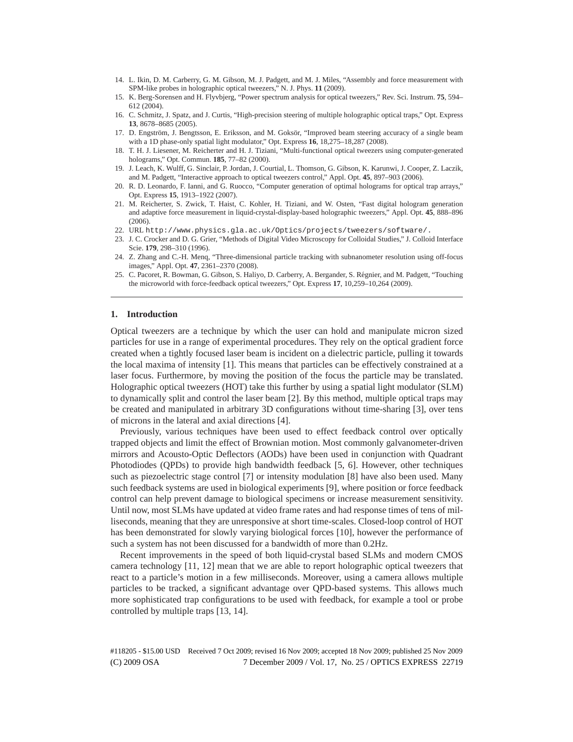14. L. Ikin, D. M. Carberry, G. M. Gibson, M. J. Padgett, and M. J. Miles, "Assembly and force measurement with SPM-like probes in holographic optical tweezers," N. J. Phys. **11** (2009).
15. K. Berg-Sorensen and H. Flyvbjerg, "Power spectrum analysis for optical tweezers," Rev. Sci. Instrum. **75**, 594–612 (2004).
16. C. Schmitz, J. Spatz, and J. Curtis, "High-precision steering of multiple holographic optical traps," Opt. Express **13**, 8678–8685 (2005).
17. D. Engström, J. Bengtsson, E. Eriksson, and M. Goksör, "Improved beam steering accuracy of a single beam with a 1D phase-only spatial light modulator," Opt. Express **16**, 18,275–18,287 (2008).
18. T. H. J. Liesener, M. Reicherter and H. J. Tiziani, "Multi-functional optical tweezers using computer-generated holograms," Opt. Commun. **185**, 77–82 (2000).
19. J. Leach, K. Wulff, G. Sinclair, P. Jordan, J. Courtial, L. Thomson, G. Gibson, K. Karunwi, J. Cooper, Z. Laczik, and M. Padgett, "Interactive approach to optical tweezers control," Appl. Opt. **45**, 897–903 (2006).
20. R. D. Leonardo, F. Ianni, and G. Ruocco, "Computer generation of optimal holograms for optical trap arrays," Opt. Express **15**, 1913–1922 (2007).
21. M. Reicherter, S. Zwick, T. Haist, C. Kohler, H. Tiziani, and W. Osten, "Fast digital hologram generation and adaptive force measurement in liquid-crystal-display-based holographic tweezers," Appl. Opt. **45**, 888–896 (2006).
22. URL `http://www.physics.gla.ac.uk/Optics/projects/tweezers/software/`.
23. J. C. Crocker and D. G. Grier, "Methods of Digital Video Microscopy for Colloidal Studies," J. Colloid Interface Scie. **179**, 298–310 (1996).
24. Z. Zhang and C.-H. Menq, "Three-dimensional particle tracking with subnanometer resolution using off-focus images," Appl. Opt. **47**, 2361–2370 (2008).
25. C. Pacoret, R. Bowman, G. Gibson, S. Haliyo, D. Carberry, A. Bergander, S. Régnier, and M. Padgett, "Touching the microworld with force-feedback optical tweezers," Opt. Express **17**, 10,259–10,264 (2009).

---

## 1. Introduction

Optical tweezers are a technique by which the user can hold and manipulate micron sized particles for use in a range of experimental procedures. They rely on the optical gradient force created when a tightly focused laser beam is incident on a dielectric particle, pulling it towards the local maxima of intensity [1]. This means that particles can be effectively constrained at a laser focus. Furthermore, by moving the position of the focus the particle may be translated. Holographic optical tweezers (HOT) take this further by using a spatial light modulator (SLM) to dynamically split and control the laser beam [2]. By this method, multiple optical traps may be created and manipulated in arbitrary 3D configurations without time-sharing [3], over tens of microns in the lateral and axial directions [4].

Previously, various techniques have been used to effect feedback control over optically trapped objects and limit the effect of Brownian motion. Most commonly galvanometer-driven mirrors and Acousto-Optic Deflectors (AODs) have been used in conjunction with Quadrant Photodiodes (QPDs) to provide high bandwidth feedback [5, 6]. However, other techniques such as piezoelectric stage control [7] or intensity modulation [8] have also been used. Many such feedback systems are used in biological experiments [9], where position or force feedback control can help prevent damage to biological specimens or increase measurement sensitivity. Until now, most SLMs have updated at video frame rates and had response times of tens of milliseconds, meaning that they are unresponsive at short time-scales. Closed-loop control of HOT has been demonstrated for slowly varying biological forces [10], however the performance of such a system has not been discussed for a bandwidth of more than 0.2Hz.

Recent improvements in the speed of both liquid-crystal based SLMs and modern CMOS camera technology [11, 12] mean that we are able to report holographic optical tweezers that react to a particle's motion in a few milliseconds. Moreover, using a camera allows multiple particles to be tracked, a significant advantage over QPD-based systems. This allows much more sophisticated trap configurations to be used with feedback, for example a tool or probe controlled by multiple traps [13, 14].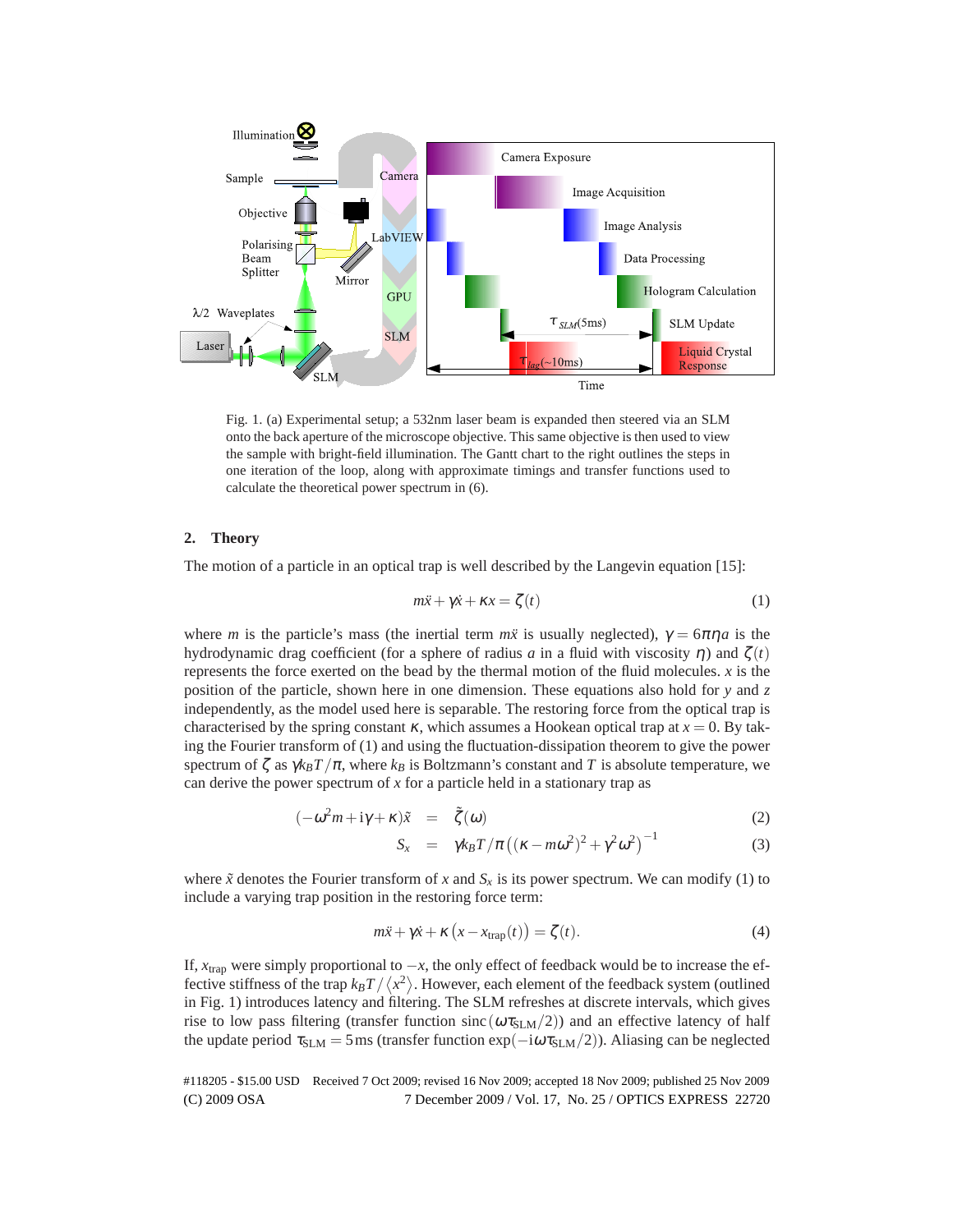Fig. 1. (a) Experimental setup; a 532nm laser beam is expanded then steered via an SLM onto the back aperture of the microscope objective. This same objective is then used to view the sample with bright-field illumination. The Gantt chart to the right outlines the steps in one iteration of the loop, along with approximate timings and transfer functions used to calculate the theoretical power spectrum in (6).

## 2. Theory

The motion of a particle in an optical trap is well described by the Langevin equation [15]:

$$m\ddot{x} + \gamma\dot{x} + \kappa x = \zeta(t) \tag{1}$$

where $m$ is the particle's mass (the inertial term $m\ddot{x}$ is usually neglected), $\gamma = 6\pi\eta a$ is the hydrodynamic drag coefficient (for a sphere of radius $a$ in a fluid with viscosity $\eta$) and $\zeta(t)$ represents the force exerted on the bead by the thermal motion of the fluid molecules. $x$ is the position of the particle, shown here in one dimension. These equations also hold for $y$ and $z$ independently, as the model used here is separable. The restoring force from the optical trap is characterised by the spring constant $\kappa$, which assumes a Hookean optical trap at $x = 0$. By taking the Fourier transform of (1) and using the fluctuation-dissipation theorem to give the power spectrum of $\zeta$ as $\gamma k_B T/\pi$, where $k_B$ is Boltzmann's constant and $T$ is absolute temperature, we can derive the power spectrum of $x$ for a particle held in a stationary trap as

$$(-\omega^2 m + \mathrm{i}\gamma + \kappa)\tilde{x} = \tilde{\zeta}(\omega) \tag{2}$$

$$S_x = \gamma k_B T/\pi\left((\kappa - m\omega^2)^2 + \gamma^2\omega^2\right)^{-1} \tag{3}$$

where $\tilde{x}$ denotes the Fourier transform of $x$ and $S_x$ is its power spectrum. We can modify (1) to include a varying trap position in the restoring force term:

$$m\ddot{x} + \gamma\dot{x} + \kappa\left(x - x_{\mathrm{trap}}(t)\right) = \zeta(t). \tag{4}$$

If, $x_{\mathrm{trap}}$ were simply proportional to $-x$, the only effect of feedback would be to increase the effective stiffness of the trap $k_B T/\langle x^2\rangle$. However, each element of the feedback system (outlined in Fig. 1) introduces latency and filtering. The SLM refreshes at discrete intervals, which gives rise to low pass filtering (transfer function $\mathrm{sinc}(\omega\tau_{\mathrm{SLM}}/2)$) and an effective latency of half the update period $\tau_{\mathrm{SLM}} = 5\,\mathrm{ms}$ (transfer function $\exp(-\mathrm{i}\omega\tau_{\mathrm{SLM}}/2)$). Aliasing can be neglected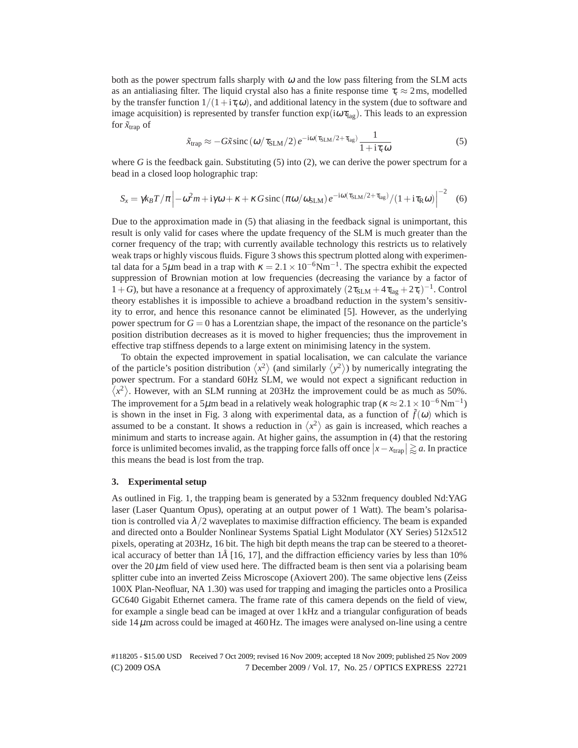both as the power spectrum falls sharply with $\omega$ and the low pass filtering from the SLM acts as an antialiasing filter. The liquid crystal also has a finite response time $\tau_r \approx 2\,\text{ms}$, modelled by the transfer function $1/(1+i\tau_r\omega)$, and additional latency in the system (due to software and image acquisition) is represented by transfer function $\exp(i\omega\tau_{\text{lag}})$. This leads to an expression for $\tilde{x}_{\text{trap}}$ of

$$\tilde{x}_{\text{trap}} \approx -G\tilde{x}\,\text{sinc}\,(\omega/\tau_{\text{SLM}}/2)\,e^{-i\omega(\tau_{\text{SLM}}/2+\tau_{\text{lag}})}\frac{1}{1+i\tau_r\omega} \tag{5}$$

where $G$ is the feedback gain. Substituting (5) into (2), we can derive the power spectrum for a bead in a closed loop holographic trap:

$$S_x = \gamma k_B T/\pi \left| -\omega^2 m + i\gamma\omega + \kappa + \kappa\, G\,\text{sinc}\,(\pi\omega/\omega_{\text{SLM}})\,e^{-i\omega(\tau_{\text{SLM}}/2+\tau_{\text{lag}})}/(1+i\tau_R\omega) \right|^{-2} \tag{6}$$

Due to the approximation made in (5) that aliasing in the feedback signal is unimportant, this result is only valid for cases where the update frequency of the SLM is much greater than the corner frequency of the trap; with currently available technology this restricts us to relatively weak traps or highly viscous fluids. Figure 3 shows this spectrum plotted along with experimental data for a $5\mu$m bead in a trap with $\kappa = 2.1\times10^{-6}\text{Nm}^{-1}$. The spectra exhibit the expected suppression of Brownian motion at low frequencies (decreasing the variance by a factor of $1+G$), but have a resonance at a frequency of approximately $(2\tau_{\text{SLM}}+4\tau_{\text{lag}}+2\tau_r)^{-1}$. Control theory establishes it is impossible to achieve a broadband reduction in the system's sensitivity to error, and hence this resonance cannot be eliminated [5]. However, as the underlying power spectrum for $G=0$ has a Lorentzian shape, the impact of the resonance on the particle's position distribution decreases as it is moved to higher frequencies; thus the improvement in effective trap stiffness depends to a large extent on minimising latency in the system.

To obtain the expected improvement in spatial localisation, we can calculate the variance of the particle's position distribution $\langle x^2\rangle$ (and similarly $\langle y^2\rangle$) by numerically integrating the power spectrum. For a standard 60Hz SLM, we would not expect a significant reduction in $\langle x^2\rangle$. However, with an SLM running at 203Hz the improvement could be as much as 50%. The improvement for a $5\mu$m bead in a relatively weak holographic trap ($\kappa \approx 2.1\times10^{-6}\,\text{Nm}^{-1}$) is shown in the inset in Fig. 3 along with experimental data, as a function of $\tilde{f}(\omega)$ which is assumed to be a constant. It shows a reduction in $\langle x^2\rangle$ as gain is increased, which reaches a minimum and starts to increase again. At higher gains, the assumption in (4) that the restoring force is unlimited becomes invalid, as the trapping force falls off once $|x - x_{\text{trap}}| \gtrapprox a$. In practice this means the bead is lost from the trap.

### 3. Experimental setup

As outlined in Fig. 1, the trapping beam is generated by a 532nm frequency doubled Nd:YAG laser (Laser Quantum Opus), operating at an output power of 1 Watt). The beam's polarisation is controlled via $\lambda/2$ waveplates to maximise diffraction efficiency. The beam is expanded and directed onto a Boulder Nonlinear Systems Spatial Light Modulator (XY Series) 512x512 pixels, operating at 203Hz, 16 bit. The high bit depth means the trap can be steered to a theoretical accuracy of better than $1\mathring{A}$ [16, 17], and the diffraction efficiency varies by less than 10% over the $20\,\mu$m field of view used here. The diffracted beam is then sent via a polarising beam splitter cube into an inverted Zeiss Microscope (Axiovert 200). The same objective lens (Zeiss 100X Plan-Neofluar, NA 1.30) was used for trapping and imaging the particles onto a Prosilica GC640 Gigabit Ethernet camera. The frame rate of this camera depends on the field of view, for example a single bead can be imaged at over 1 kHz and a triangular configuration of beads side $14\,\mu$m across could be imaged at 460 Hz. The images were analysed on-line using a centre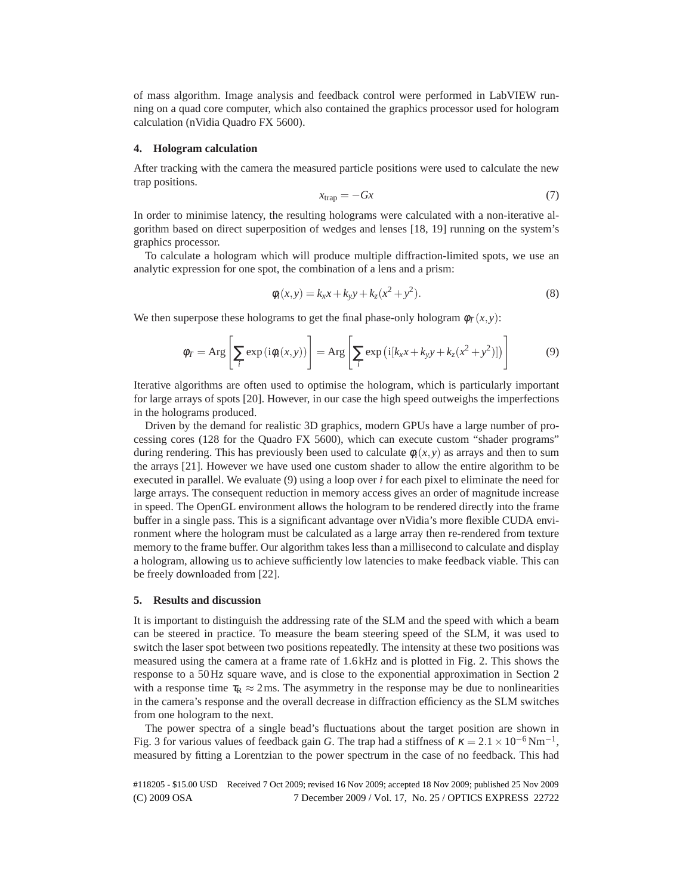of mass algorithm. Image analysis and feedback control were performed in LabVIEW running on a quad core computer, which also contained the graphics processor used for hologram calculation (nVidia Quadro FX 5600).

## 4. Hologram calculation

After tracking with the camera the measured particle positions were used to calculate the new trap positions.

$$x_{\text{trap}} = -Gx \tag{7}$$

In order to minimise latency, the resulting holograms were calculated with a non-iterative algorithm based on direct superposition of wedges and lenses [18, 19] running on the system's graphics processor.

To calculate a hologram which will produce multiple diffraction-limited spots, we use an analytic expression for one spot, the combination of a lens and a prism:

$$\phi_i(x,y) = k_x x + k_y y + k_z(x^2 + y^2). \tag{8}$$

We then superpose these holograms to get the final phase-only hologram $\phi_T(x,y)$:

$$\phi_T = \text{Arg}\left[\sum_i \exp\left(\mathrm{i}\phi_i(x,y)\right)\right] = \text{Arg}\left[\sum_i \exp\left(\mathrm{i}[k_x x + k_y y + k_z(x^2+y^2)]\right)\right] \tag{9}$$

Iterative algorithms are often used to optimise the hologram, which is particularly important for large arrays of spots [20]. However, in our case the high speed outweighs the imperfections in the holograms produced.

Driven by the demand for realistic 3D graphics, modern GPUs have a large number of processing cores (128 for the Quadro FX 5600), which can execute custom "shader programs" during rendering. This has previously been used to calculate $\phi_i(x,y)$ as arrays and then to sum the arrays [21]. However we have used one custom shader to allow the entire algorithm to be executed in parallel. We evaluate (9) using a loop over $i$ for each pixel to eliminate the need for large arrays. The consequent reduction in memory access gives an order of magnitude increase in speed. The OpenGL environment allows the hologram to be rendered directly into the frame buffer in a single pass. This is a significant advantage over nVidia's more flexible CUDA environment where the hologram must be calculated as a large array then re-rendered from texture memory to the frame buffer. Our algorithm takes less than a millisecond to calculate and display a hologram, allowing us to achieve sufficiently low latencies to make feedback viable. This can be freely downloaded from [22].

## 5. Results and discussion

It is important to distinguish the addressing rate of the SLM and the speed with which a beam can be steered in practice. To measure the beam steering speed of the SLM, it was used to switch the laser spot between two positions repeatedly. The intensity at these two positions was measured using the camera at a frame rate of 1.6 kHz and is plotted in Fig. 2. This shows the response to a 50 Hz square wave, and is close to the exponential approximation in Section 2 with a response time $\tau_R \approx 2\,\text{ms}$. The asymmetry in the response may be due to nonlinearities in the camera's response and the overall decrease in diffraction efficiency as the SLM switches from one hologram to the next.

The power spectra of a single bead's fluctuations about the target position are shown in Fig. 3 for various values of feedback gain $G$. The trap had a stiffness of $\kappa = 2.1 \times 10^{-6}\,\text{Nm}^{-1}$, measured by fitting a Lorentzian to the power spectrum in the case of no feedback. This had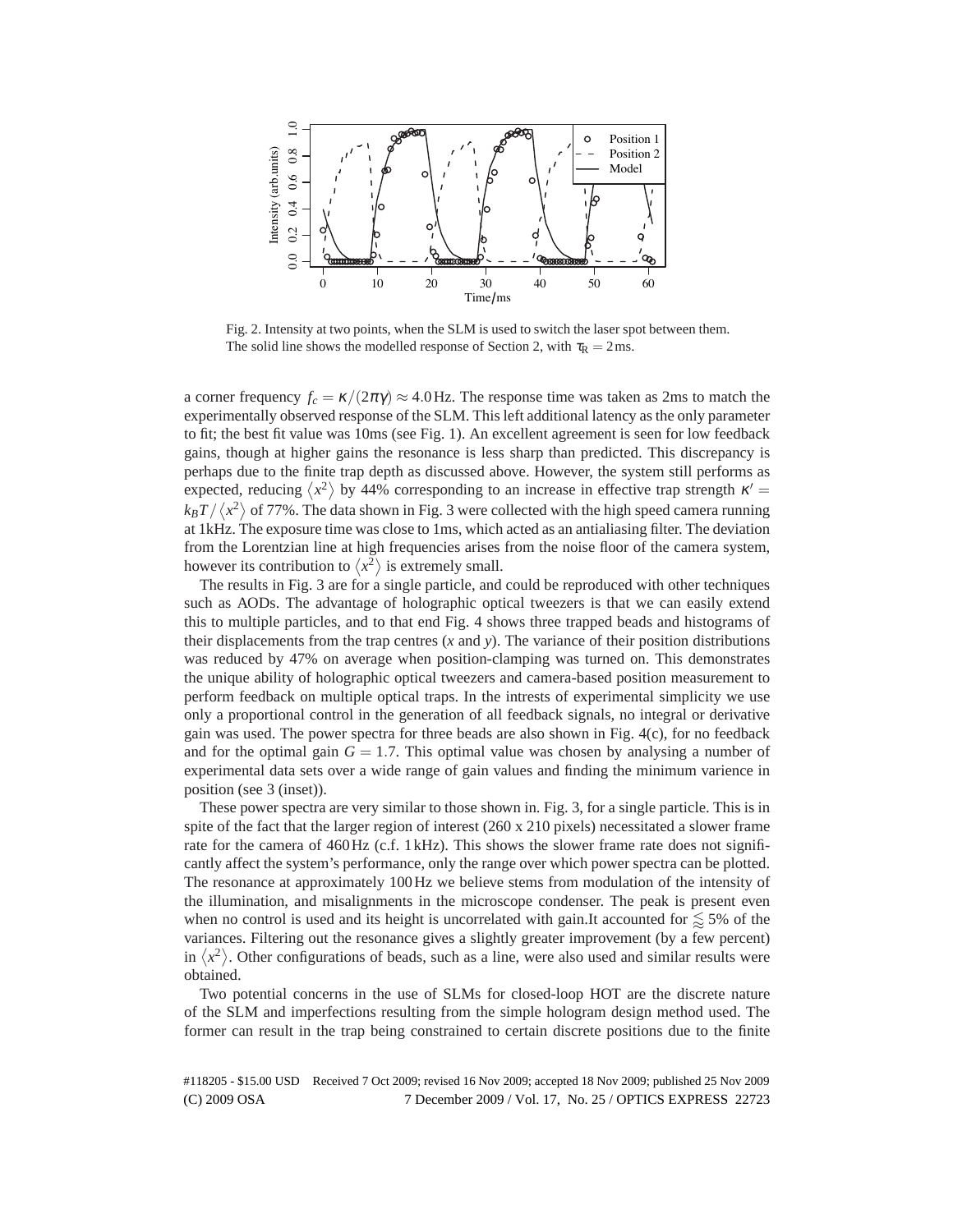Fig. 2. Intensity at two points, when the SLM is used to switch the laser spot between them. The solid line shows the modelled response of Section 2, with $\tau_R = 2\,\text{ms}$.

a corner frequency $f_c = \kappa/(2\pi\gamma) \approx 4.0\,\text{Hz}$. The response time was taken as 2ms to match the experimentally observed response of the SLM. This left additional latency as the only parameter to fit; the best fit value was 10ms (see Fig. 1). An excellent agreement is seen for low feedback gains, though at higher gains the resonance is less sharp than predicted. This discrepancy is perhaps due to the finite trap depth as discussed above. However, the system still performs as expected, reducing $\langle x^2 \rangle$ by 44% corresponding to an increase in effective trap strength $\kappa' = k_B T / \langle x^2 \rangle$ of 77%. The data shown in Fig. 3 were collected with the high speed camera running at 1kHz. The exposure time was close to 1ms, which acted as an antialiasing filter. The deviation from the Lorentzian line at high frequencies arises from the noise floor of the camera system, however its contribution to $\langle x^2 \rangle$ is extremely small.

The results in Fig. 3 are for a single particle, and could be reproduced with other techniques such as AODs. The advantage of holographic optical tweezers is that we can easily extend this to multiple particles, and to that end Fig. 4 shows three trapped beads and histograms of their displacements from the trap centres ($x$ and $y$). The variance of their position distributions was reduced by 47% on average when position-clamping was turned on. This demonstrates the unique ability of holographic optical tweezers and camera-based position measurement to perform feedback on multiple optical traps. In the intrests of experimental simplicity we use only a proportional control in the generation of all feedback signals, no integral or derivative gain was used. The power spectra for three beads are also shown in Fig. 4(c), for no feedback and for the optimal gain $G = 1.7$. This optimal value was chosen by analysing a number of experimental data sets over a wide range of gain values and finding the minimum varience in position (see 3 (inset)).

These power spectra are very similar to those shown in. Fig. 3, for a single particle. This is in spite of the fact that the larger region of interest (260 x 210 pixels) necessitated a slower frame rate for the camera of 460 Hz (c.f. 1 kHz). This shows the slower frame rate does not significantly affect the system's performance, only the range over which power spectra can be plotted. The resonance at approximately 100 Hz we believe stems from modulation of the intensity of the illumination, and misalignments in the microscope condenser. The peak is present even when no control is used and its height is uncorrelated with gain.It accounted for $\lessapprox 5\%$ of the variances. Filtering out the resonance gives a slightly greater improvement (by a few percent) in $\langle x^2 \rangle$. Other configurations of beads, such as a line, were also used and similar results were obtained.

Two potential concerns in the use of SLMs for closed-loop HOT are the discrete nature of the SLM and imperfections resulting from the simple hologram design method used. The former can result in the trap being constrained to certain discrete positions due to the finite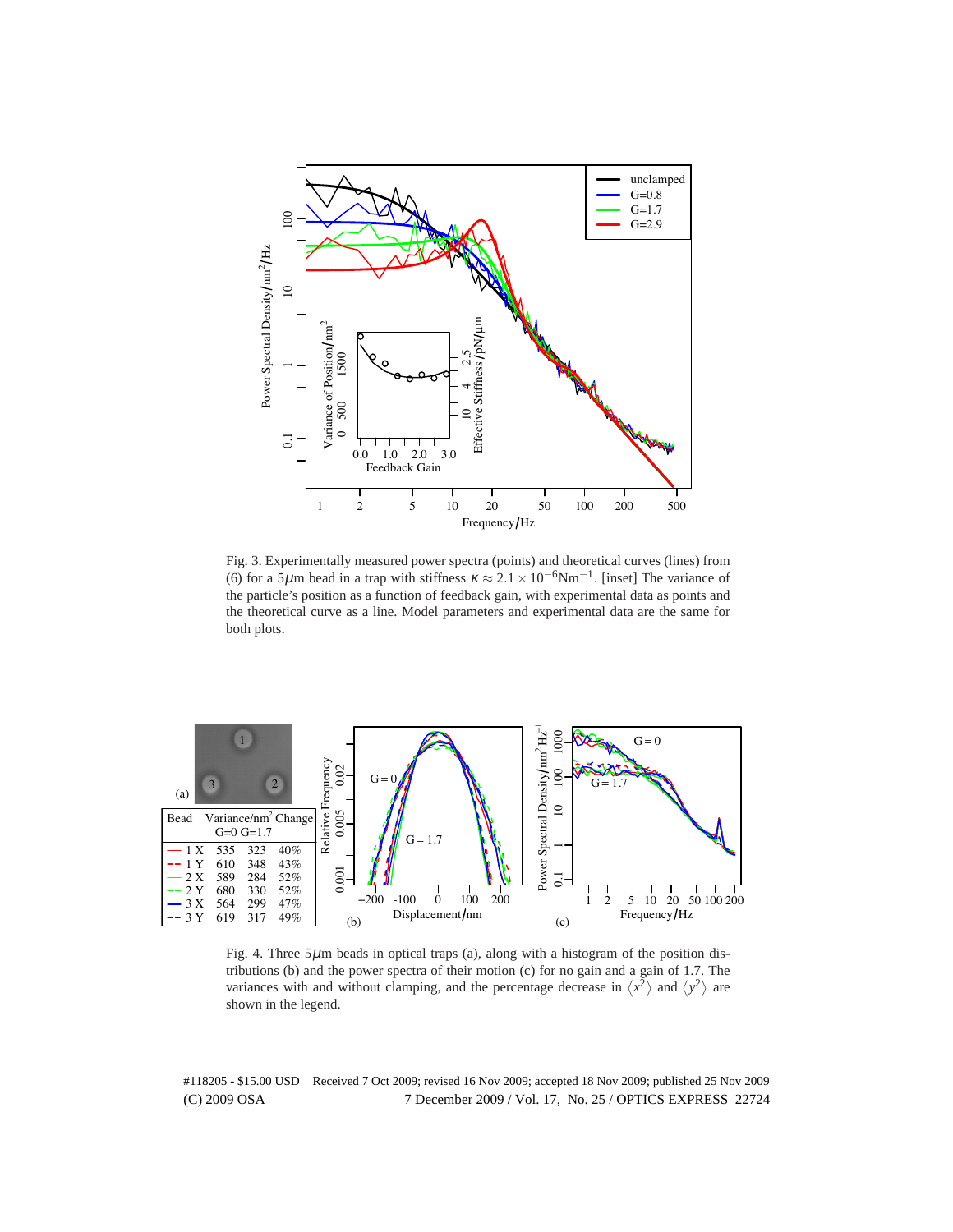Fig. 3. Experimentally measured power spectra (points) and theoretical curves (lines) from (6) for a 5$\mu$m bead in a trap with stiffness $\kappa \approx 2.1 \times 10^{-6}\text{Nm}^{-1}$. [inset] The variance of the particle's position as a function of feedback gain, with experimental data as points and the theoretical curve as a line. Model parameters and experimental data are the same for both plots.

| Bead | Variance/nm$^2$ G=0 | Variance/nm$^2$ G=1.7 | Change |
|---|---|---|---|
| 1 X | 535 | 323 | 40% |
| 1 Y | 610 | 348 | 43% |
| 2 X | 589 | 284 | 52% |
| 2 Y | 680 | 330 | 52% |
| 3 X | 564 | 299 | 47% |
| 3 Y | 619 | 317 | 49% |

Fig. 4. Three 5$\mu$m beads in optical traps (a), along with a histogram of the position distributions (b) and the power spectra of their motion (c) for no gain and a gain of 1.7. The variances with and without clamping, and the percentage decrease in $\langle x^2 \rangle$ and $\langle y^2 \rangle$ are shown in the legend.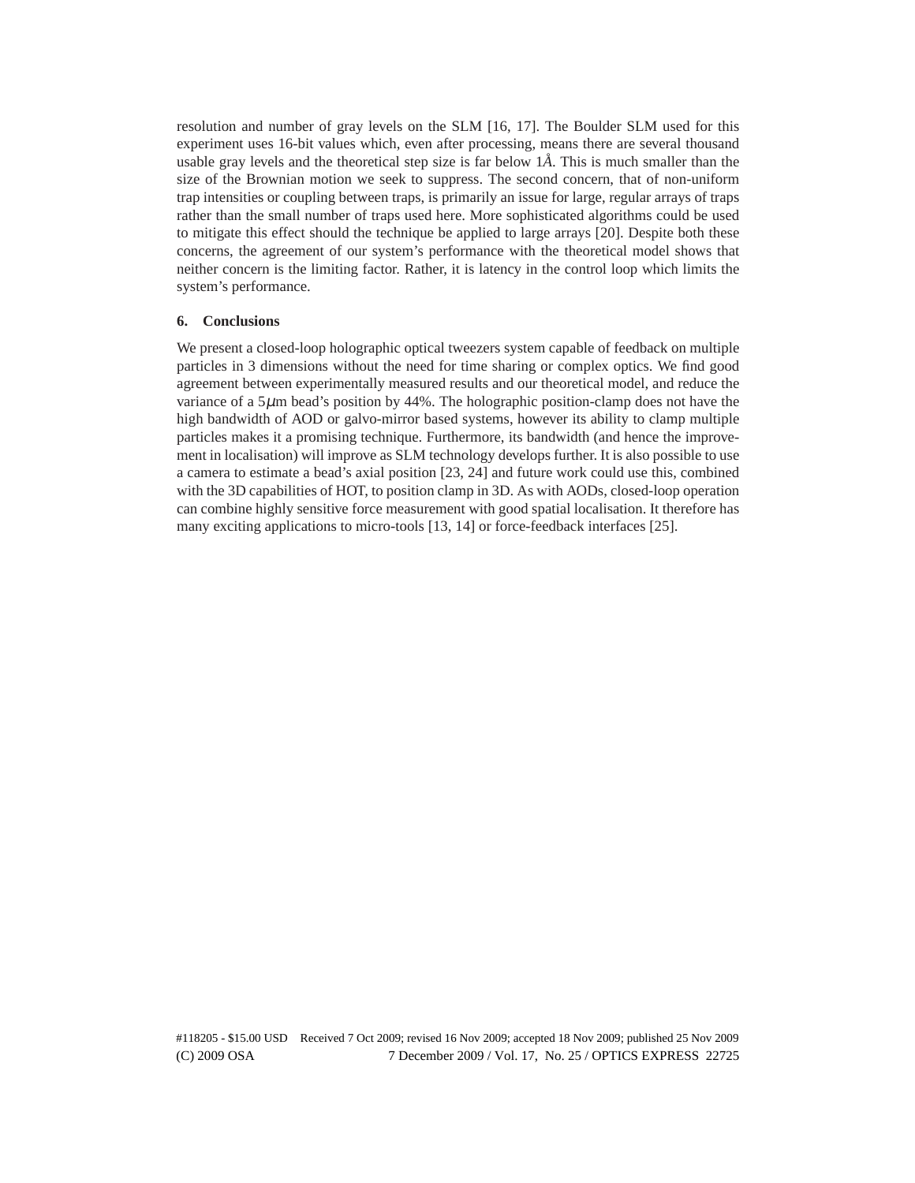resolution and number of gray levels on the SLM [16, 17]. The Boulder SLM used for this experiment uses 16-bit values which, even after processing, means there are several thousand usable gray levels and the theoretical step size is far below $1\AA$. This is much smaller than the size of the Brownian motion we seek to suppress. The second concern, that of non-uniform trap intensities or coupling between traps, is primarily an issue for large, regular arrays of traps rather than the small number of traps used here. More sophisticated algorithms could be used to mitigate this effect should the technique be applied to large arrays [20]. Despite both these concerns, the agreement of our system's performance with the theoretical model shows that neither concern is the limiting factor. Rather, it is latency in the control loop which limits the system's performance.

## 6. Conclusions

We present a closed-loop holographic optical tweezers system capable of feedback on multiple particles in 3 dimensions without the need for time sharing or complex optics. We find good agreement between experimentally measured results and our theoretical model, and reduce the variance of a $5\mu$m bead's position by 44%. The holographic position-clamp does not have the high bandwidth of AOD or galvo-mirror based systems, however its ability to clamp multiple particles makes it a promising technique. Furthermore, its bandwidth (and hence the improvement in localisation) will improve as SLM technology develops further. It is also possible to use a camera to estimate a bead's axial position [23, 24] and future work could use this, combined with the 3D capabilities of HOT, to position clamp in 3D. As with AODs, closed-loop operation can combine highly sensitive force measurement with good spatial localisation. It therefore has many exciting applications to micro-tools [13, 14] or force-feedback interfaces [25].